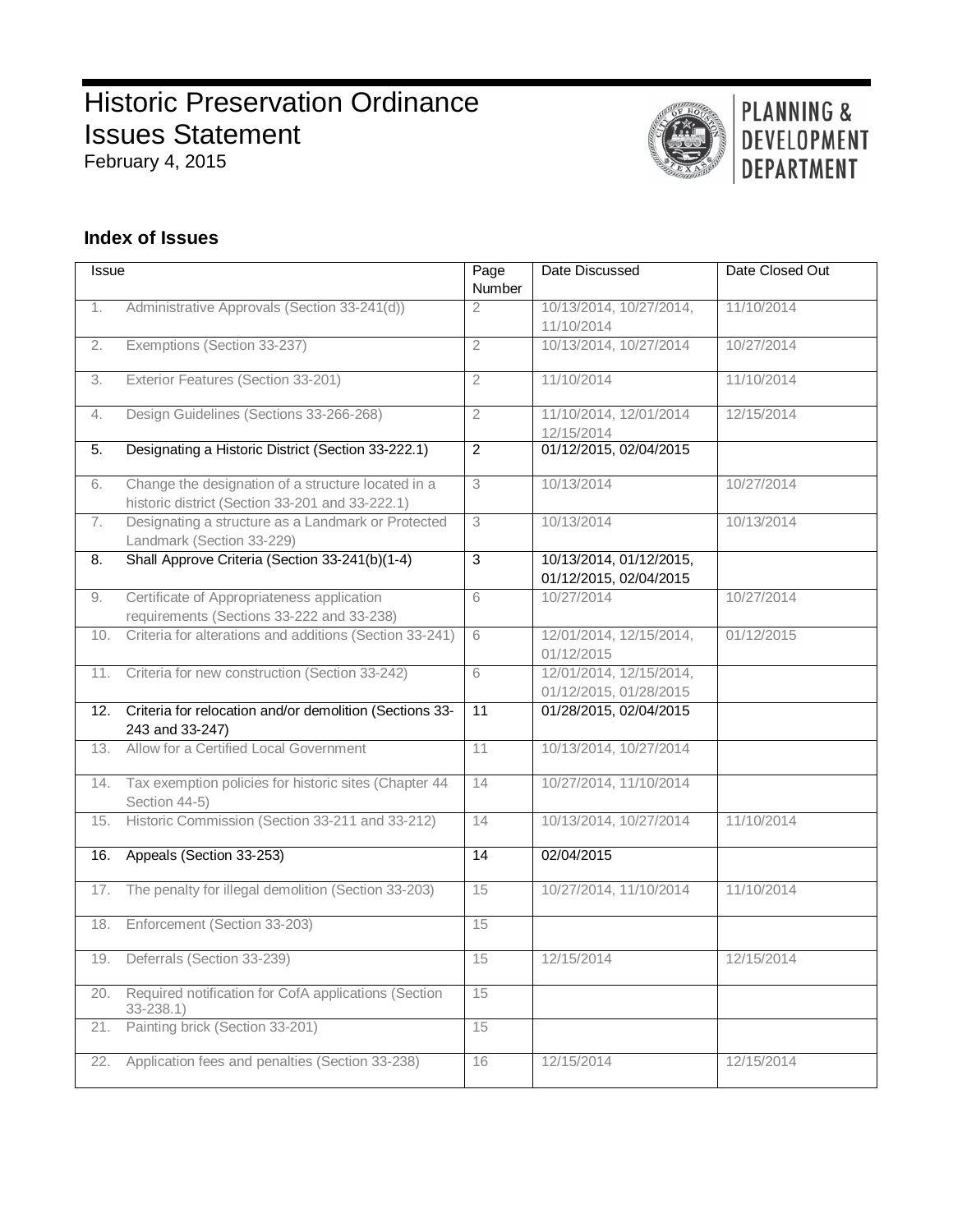# Historic Preservation Ordinance Issues Statement

February 4, 2015

PLANNING & DEVELOPMENT DEPARTMENT

## Index of Issues

| Issue | Page Number | Date Discussed | Date Closed Out |
|---|---|---|---|
| 1. Administrative Approvals (Section 33-241(d)) | 2 | 10/13/2014, 10/27/2014, 11/10/2014 | 11/10/2014 |
| 2. Exemptions (Section 33-237) | 2 | 10/13/2014, 10/27/2014 | 10/27/2014 |
| 3. Exterior Features (Section 33-201) | 2 | 11/10/2014 | 11/10/2014 |
| 4. Design Guidelines (Sections 33-266-268) | 2 | 11/10/2014, 12/01/2014 12/15/2014 | 12/15/2014 |
| 5. Designating a Historic District (Section 33-222.1) | 2 | 01/12/2015, 02/04/2015 | |
| 6. Change the designation of a structure located in a historic district (Section 33-201 and 33-222.1) | 3 | 10/13/2014 | 10/27/2014 |
| 7. Designating a structure as a Landmark or Protected Landmark (Section 33-229) | 3 | 10/13/2014 | 10/13/2014 |
| 8. Shall Approve Criteria (Section 33-241(b)(1-4) | 3 | 10/13/2014, 01/12/2015, 01/12/2015, 02/04/2015 | |
| 9. Certificate of Appropriateness application requirements (Sections 33-222 and 33-238) | 6 | 10/27/2014 | 10/27/2014 |
| 10. Criteria for alterations and additions (Section 33-241) | 6 | 12/01/2014, 12/15/2014, 01/12/2015 | 01/12/2015 |
| 11. Criteria for new construction (Section 33-242) | 6 | 12/01/2014, 12/15/2014, 01/12/2015, 01/28/2015 | |
| 12. Criteria for relocation and/or demolition (Sections 33-243 and 33-247) | 11 | 01/28/2015, 02/04/2015 | |
| 13. Allow for a Certified Local Government | 11 | 10/13/2014, 10/27/2014 | |
| 14. Tax exemption policies for historic sites (Chapter 44 Section 44-5) | 14 | 10/27/2014, 11/10/2014 | |
| 15. Historic Commission (Section 33-211 and 33-212) | 14 | 10/13/2014, 10/27/2014 | 11/10/2014 |
| 16. Appeals (Section 33-253) | 14 | 02/04/2015 | |
| 17. The penalty for illegal demolition (Section 33-203) | 15 | 10/27/2014, 11/10/2014 | 11/10/2014 |
| 18. Enforcement (Section 33-203) | 15 | | |
| 19. Deferrals (Section 33-239) | 15 | 12/15/2014 | 12/15/2014 |
| 20. Required notification for CofA applications (Section 33-238.1) | 15 | | |
| 21. Painting brick (Section 33-201) | 15 | | |
| 22. Application fees and penalties (Section 33-238) | 16 | 12/15/2014 | 12/15/2014 |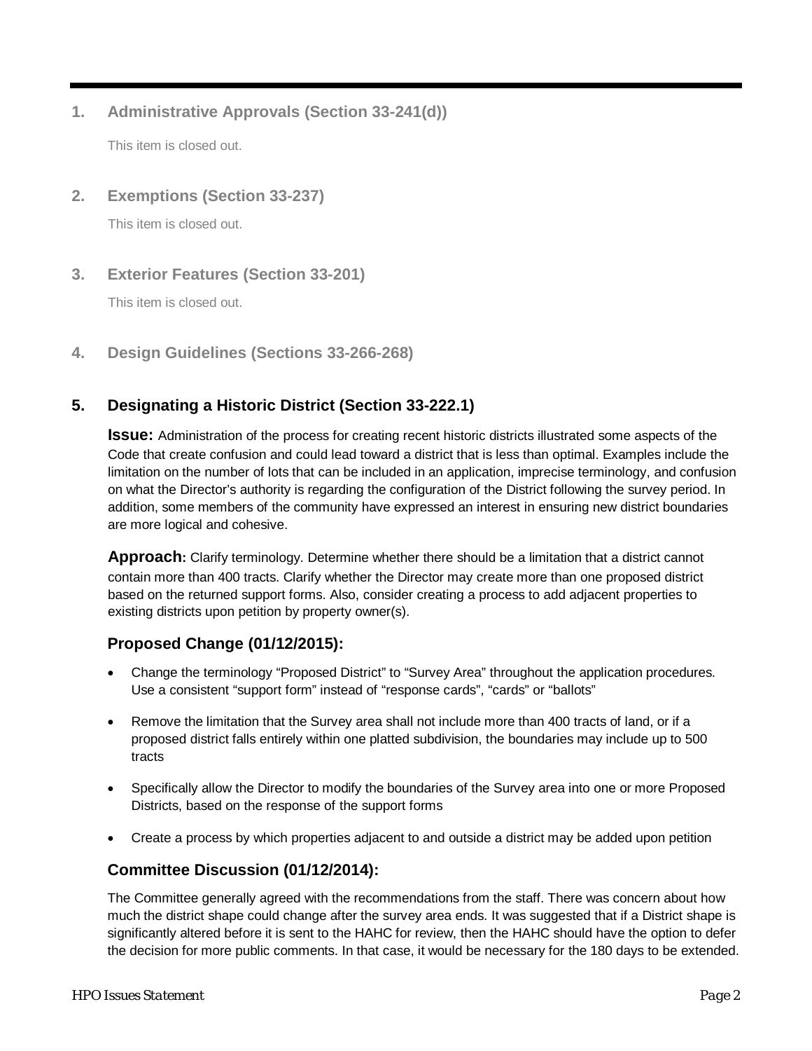## 1. Administrative Approvals (Section 33-241(d))

This item is closed out.

## 2. Exemptions (Section 33-237)

This item is closed out.

## 3. Exterior Features (Section 33-201)

This item is closed out.

## 4. Design Guidelines (Sections 33-266-268)

## 5. Designating a Historic District (Section 33-222.1)

**Issue:** Administration of the process for creating recent historic districts illustrated some aspects of the Code that create confusion and could lead toward a district that is less than optimal. Examples include the limitation on the number of lots that can be included in an application, imprecise terminology, and confusion on what the Director's authority is regarding the configuration of the District following the survey period. In addition, some members of the community have expressed an interest in ensuring new district boundaries are more logical and cohesive.

**Approach:** Clarify terminology. Determine whether there should be a limitation that a district cannot contain more than 400 tracts. Clarify whether the Director may create more than one proposed district based on the returned support forms. Also, consider creating a process to add adjacent properties to existing districts upon petition by property owner(s).

### Proposed Change (01/12/2015):

- Change the terminology "Proposed District" to "Survey Area" throughout the application procedures. Use a consistent "support form" instead of "response cards", "cards" or "ballots"
- Remove the limitation that the Survey area shall not include more than 400 tracts of land, or if a proposed district falls entirely within one platted subdivision, the boundaries may include up to 500 tracts
- Specifically allow the Director to modify the boundaries of the Survey area into one or more Proposed Districts, based on the response of the support forms
- Create a process by which properties adjacent to and outside a district may be added upon petition

### Committee Discussion (01/12/2014):

The Committee generally agreed with the recommendations from the staff. There was concern about how much the district shape could change after the survey area ends. It was suggested that if a District shape is significantly altered before it is sent to the HAHC for review, then the HAHC should have the option to defer the decision for more public comments. In that case, it would be necessary for the 180 days to be extended.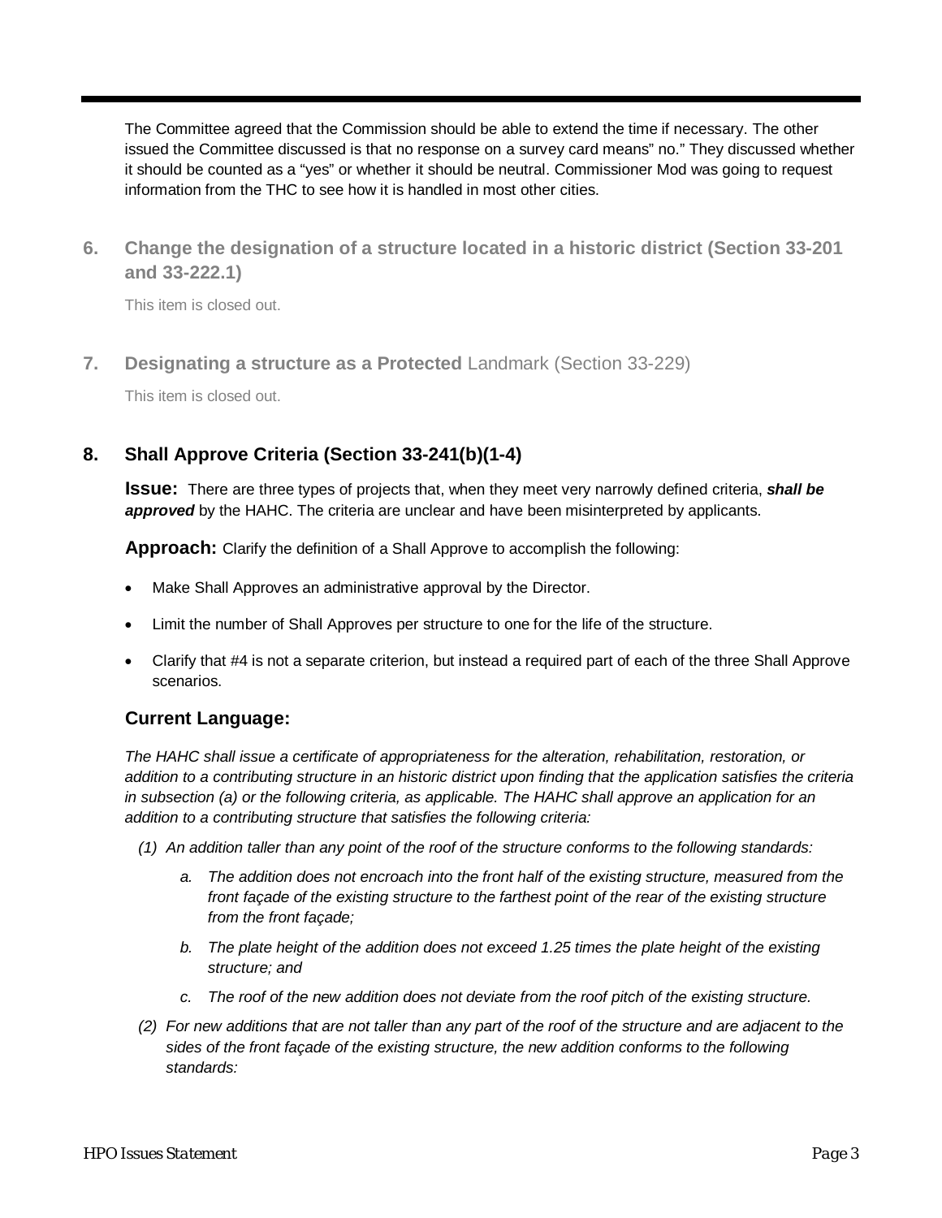The Committee agreed that the Commission should be able to extend the time if necessary. The other issued the Committee discussed is that no response on a survey card means" no." They discussed whether it should be counted as a "yes" or whether it should be neutral. Commissioner Mod was going to request information from the THC to see how it is handled in most other cities.

## 6. Change the designation of a structure located in a historic district (Section 33-201 and 33-222.1)

This item is closed out.

## 7. Designating a structure as a Protected Landmark (Section 33-229)

This item is closed out.

## 8. Shall Approve Criteria (Section 33-241(b)(1-4)

**Issue:** There are three types of projects that, when they meet very narrowly defined criteria, ***shall be approved*** by the HAHC. The criteria are unclear and have been misinterpreted by applicants.

**Approach:** Clarify the definition of a Shall Approve to accomplish the following:

- Make Shall Approves an administrative approval by the Director.
- Limit the number of Shall Approves per structure to one for the life of the structure.
- Clarify that #4 is not a separate criterion, but instead a required part of each of the three Shall Approve scenarios.

### Current Language:

*The HAHC shall issue a certificate of appropriateness for the alteration, rehabilitation, restoration, or addition to a contributing structure in an historic district upon finding that the application satisfies the criteria in subsection (a) or the following criteria, as applicable. The HAHC shall approve an application for an addition to a contributing structure that satisfies the following criteria:*

*(1) An addition taller than any point of the roof of the structure conforms to the following standards:*

*a. The addition does not encroach into the front half of the existing structure, measured from the front façade of the existing structure to the farthest point of the rear of the existing structure from the front façade;*

*b. The plate height of the addition does not exceed 1.25 times the plate height of the existing structure; and*

*c. The roof of the new addition does not deviate from the roof pitch of the existing structure.*

*(2) For new additions that are not taller than any part of the roof of the structure and are adjacent to the sides of the front façade of the existing structure, the new addition conforms to the following standards:*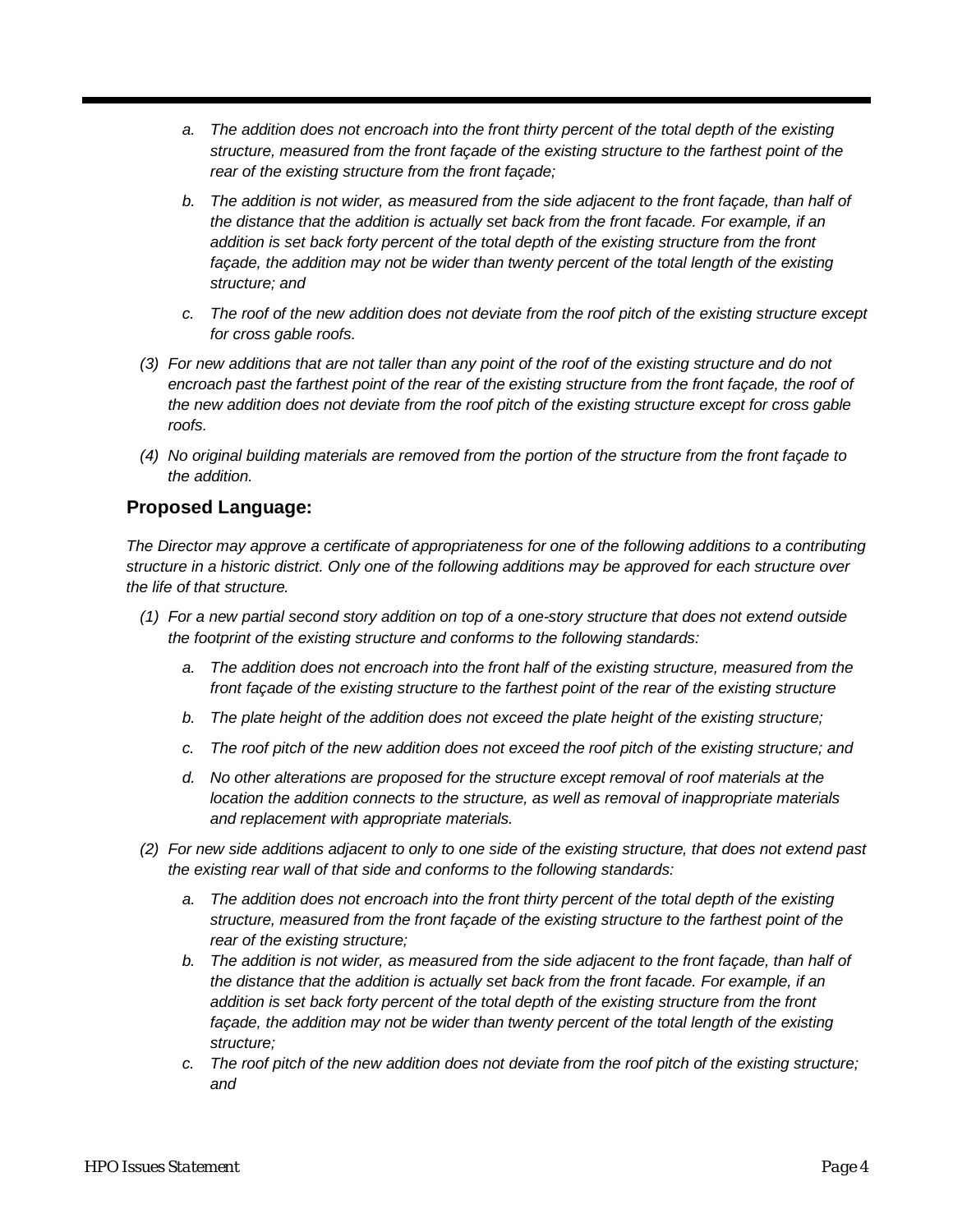a. *The addition does not encroach into the front thirty percent of the total depth of the existing structure, measured from the front façade of the existing structure to the farthest point of the rear of the existing structure from the front façade;*

b. *The addition is not wider, as measured from the side adjacent to the front façade, than half of the distance that the addition is actually set back from the front facade. For example, if an addition is set back forty percent of the total depth of the existing structure from the front façade, the addition may not be wider than twenty percent of the total length of the existing structure; and*

c. *The roof of the new addition does not deviate from the roof pitch of the existing structure except for cross gable roofs.*

(3) *For new additions that are not taller than any point of the roof of the existing structure and do not encroach past the farthest point of the rear of the existing structure from the front façade, the roof of the new addition does not deviate from the roof pitch of the existing structure except for cross gable roofs.*

(4) *No original building materials are removed from the portion of the structure from the front façade to the addition.*

### Proposed Language:

*The Director may approve a certificate of appropriateness for one of the following additions to a contributing structure in a historic district. Only one of the following additions may be approved for each structure over the life of that structure.*

(1) *For a new partial second story addition on top of a one-story structure that does not extend outside the footprint of the existing structure and conforms to the following standards:*

a. *The addition does not encroach into the front half of the existing structure, measured from the front façade of the existing structure to the farthest point of the rear of the existing structure*

b. *The plate height of the addition does not exceed the plate height of the existing structure;*

c. *The roof pitch of the new addition does not exceed the roof pitch of the existing structure; and*

d. *No other alterations are proposed for the structure except removal of roof materials at the location the addition connects to the structure, as well as removal of inappropriate materials and replacement with appropriate materials.*

(2) *For new side additions adjacent to only to one side of the existing structure, that does not extend past the existing rear wall of that side and conforms to the following standards:*

a. *The addition does not encroach into the front thirty percent of the total depth of the existing structure, measured from the front façade of the existing structure to the farthest point of the rear of the existing structure;*

b. *The addition is not wider, as measured from the side adjacent to the front façade, than half of the distance that the addition is actually set back from the front facade. For example, if an addition is set back forty percent of the total depth of the existing structure from the front façade, the addition may not be wider than twenty percent of the total length of the existing structure;*

c. *The roof pitch of the new addition does not deviate from the roof pitch of the existing structure; and*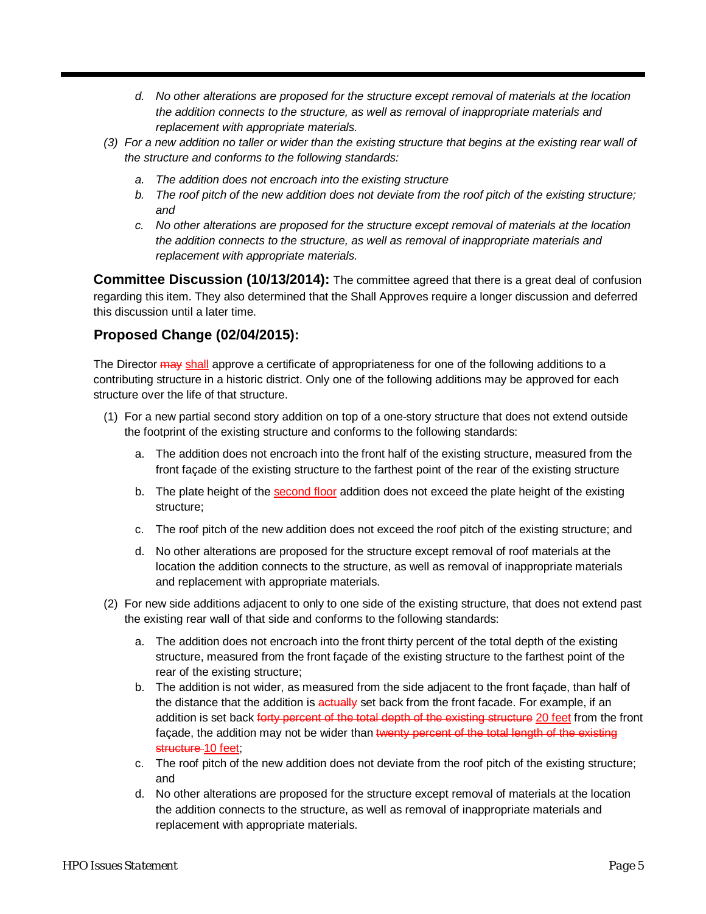*d. No other alterations are proposed for the structure except removal of materials at the location the addition connects to the structure, as well as removal of inappropriate materials and replacement with appropriate materials.*

*(3) For a new addition no taller or wider than the existing structure that begins at the existing rear wall of the structure and conforms to the following standards:*

*a. The addition does not encroach into the existing structure*

*b. The roof pitch of the new addition does not deviate from the roof pitch of the existing structure; and*

*c. No other alterations are proposed for the structure except removal of materials at the location the addition connects to the structure, as well as removal of inappropriate materials and replacement with appropriate materials.*

**Committee Discussion (10/13/2014):** The committee agreed that there is a great deal of confusion regarding this item. They also determined that the Shall Approves require a longer discussion and deferred this discussion until a later time.

### Proposed Change (02/04/2015):

The Director ~~may~~ shall approve a certificate of appropriateness for one of the following additions to a contributing structure in a historic district. Only one of the following additions may be approved for each structure over the life of that structure.

(1) For a new partial second story addition on top of a one-story structure that does not extend outside the footprint of the existing structure and conforms to the following standards:

a. The addition does not encroach into the front half of the existing structure, measured from the front façade of the existing structure to the farthest point of the rear of the existing structure

b. The plate height of the second floor addition does not exceed the plate height of the existing structure;

c. The roof pitch of the new addition does not exceed the roof pitch of the existing structure; and

d. No other alterations are proposed for the structure except removal of roof materials at the location the addition connects to the structure, as well as removal of inappropriate materials and replacement with appropriate materials.

(2) For new side additions adjacent to only to one side of the existing structure, that does not extend past the existing rear wall of that side and conforms to the following standards:

a. The addition does not encroach into the front thirty percent of the total depth of the existing structure, measured from the front façade of the existing structure to the farthest point of the rear of the existing structure;

b. The addition is not wider, as measured from the side adjacent to the front façade, than half of the distance that the addition is ~~actually~~ set back from the front facade. For example, if an addition is set back ~~forty percent of the total depth of the existing structure~~ 20 feet from the front façade, the addition may not be wider than ~~twenty percent of the total length of the existing structure~~ 10 feet;

c. The roof pitch of the new addition does not deviate from the roof pitch of the existing structure; and

d. No other alterations are proposed for the structure except removal of materials at the location the addition connects to the structure, as well as removal of inappropriate materials and replacement with appropriate materials.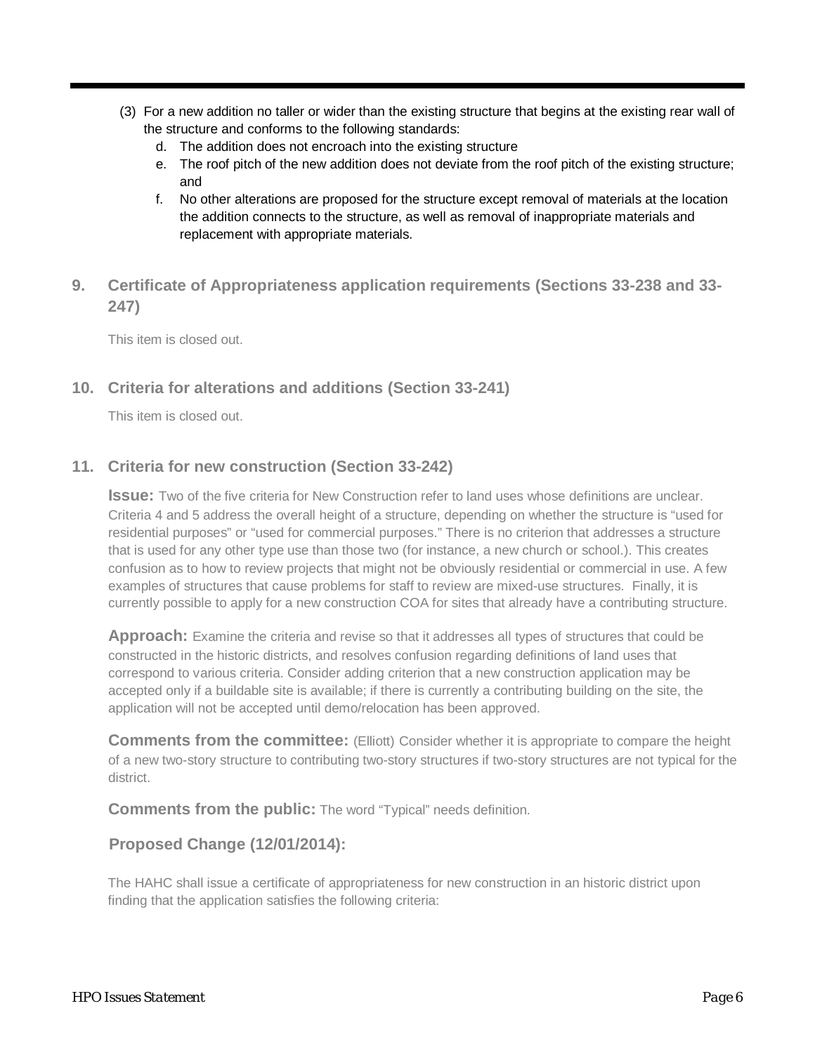(3) For a new addition no taller or wider than the existing structure that begins at the existing rear wall of the structure and conforms to the following standards:
   d. The addition does not encroach into the existing structure
   e. The roof pitch of the new addition does not deviate from the roof pitch of the existing structure; and
   f. No other alterations are proposed for the structure except removal of materials at the location the addition connects to the structure, as well as removal of inappropriate materials and replacement with appropriate materials.

## 9. Certificate of Appropriateness application requirements (Sections 33-238 and 33-247)

This item is closed out.

## 10. Criteria for alterations and additions (Section 33-241)

This item is closed out.

## 11. Criteria for new construction (Section 33-242)

**Issue:** Two of the five criteria for New Construction refer to land uses whose definitions are unclear. Criteria 4 and 5 address the overall height of a structure, depending on whether the structure is "used for residential purposes" or "used for commercial purposes." There is no criterion that addresses a structure that is used for any other type use than those two (for instance, a new church or school.). This creates confusion as to how to review projects that might not be obviously residential or commercial in use. A few examples of structures that cause problems for staff to review are mixed-use structures. Finally, it is currently possible to apply for a new construction COA for sites that already have a contributing structure.

**Approach:** Examine the criteria and revise so that it addresses all types of structures that could be constructed in the historic districts, and resolves confusion regarding definitions of land uses that correspond to various criteria. Consider adding criterion that a new construction application may be accepted only if a buildable site is available; if there is currently a contributing building on the site, the application will not be accepted until demo/relocation has been approved.

**Comments from the committee:** (Elliott) Consider whether it is appropriate to compare the height of a new two-story structure to contributing two-story structures if two-story structures are not typical for the district.

**Comments from the public:** The word "Typical" needs definition.

### Proposed Change (12/01/2014):

The HAHC shall issue a certificate of appropriateness for new construction in an historic district upon finding that the application satisfies the following criteria: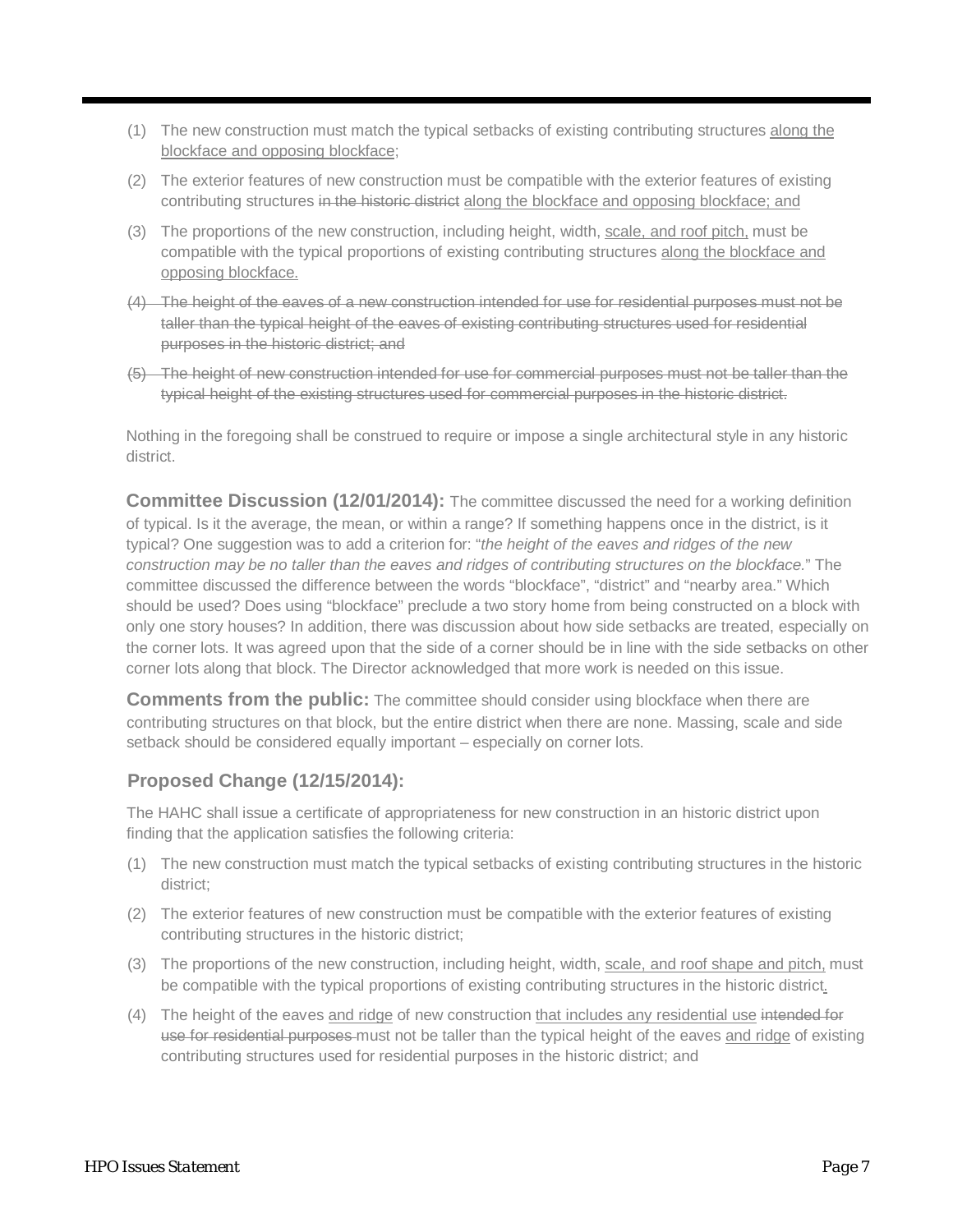(1) The new construction must match the typical setbacks of existing contributing structures <u>along the blockface and opposing blockface</u>;

(2) The exterior features of new construction must be compatible with the exterior features of existing contributing structures ~~in the historic district~~ <u>along the blockface and opposing blockface; and</u>

(3) The proportions of the new construction, including height, width, <u>scale, and roof pitch,</u> must be compatible with the typical proportions of existing contributing structures <u>along the blockface and opposing blockface.</u>

~~(4) The height of the eaves of a new construction intended for use for residential purposes must not be taller than the typical height of the eaves of existing contributing structures used for residential purposes in the historic district; and~~

~~(5) The height of new construction intended for use for commercial purposes must not be taller than the typical height of the existing structures used for commercial purposes in the historic district.~~

Nothing in the foregoing shall be construed to require or impose a single architectural style in any historic district.

**Committee Discussion (12/01/2014):** The committee discussed the need for a working definition of typical. Is it the average, the mean, or within a range? If something happens once in the district, is it typical? One suggestion was to add a criterion for: "*the height of the eaves and ridges of the new construction may be no taller than the eaves and ridges of contributing structures on the blockface.*" The committee discussed the difference between the words "blockface", "district" and "nearby area." Which should be used? Does using "blockface" preclude a two story home from being constructed on a block with only one story houses? In addition, there was discussion about how side setbacks are treated, especially on the corner lots. It was agreed upon that the side of a corner should be in line with the side setbacks on other corner lots along that block. The Director acknowledged that more work is needed on this issue.

**Comments from the public:** The committee should consider using blockface when there are contributing structures on that block, but the entire district when there are none. Massing, scale and side setback should be considered equally important – especially on corner lots.

**Proposed Change (12/15/2014):**

The HAHC shall issue a certificate of appropriateness for new construction in an historic district upon finding that the application satisfies the following criteria:

(1) The new construction must match the typical setbacks of existing contributing structures in the historic district;

(2) The exterior features of new construction must be compatible with the exterior features of existing contributing structures in the historic district;

(3) The proportions of the new construction, including height, width, <u>scale, and roof shape and pitch,</u> must be compatible with the typical proportions of existing contributing structures in the historic district<u>.</u>

(4) The height of the eaves <u>and ridge</u> of new construction <u>that includes any residential use</u> ~~intended for use for residential purposes~~ must not be taller than the typical height of the eaves <u>and ridge</u> of existing contributing structures used for residential purposes in the historic district; and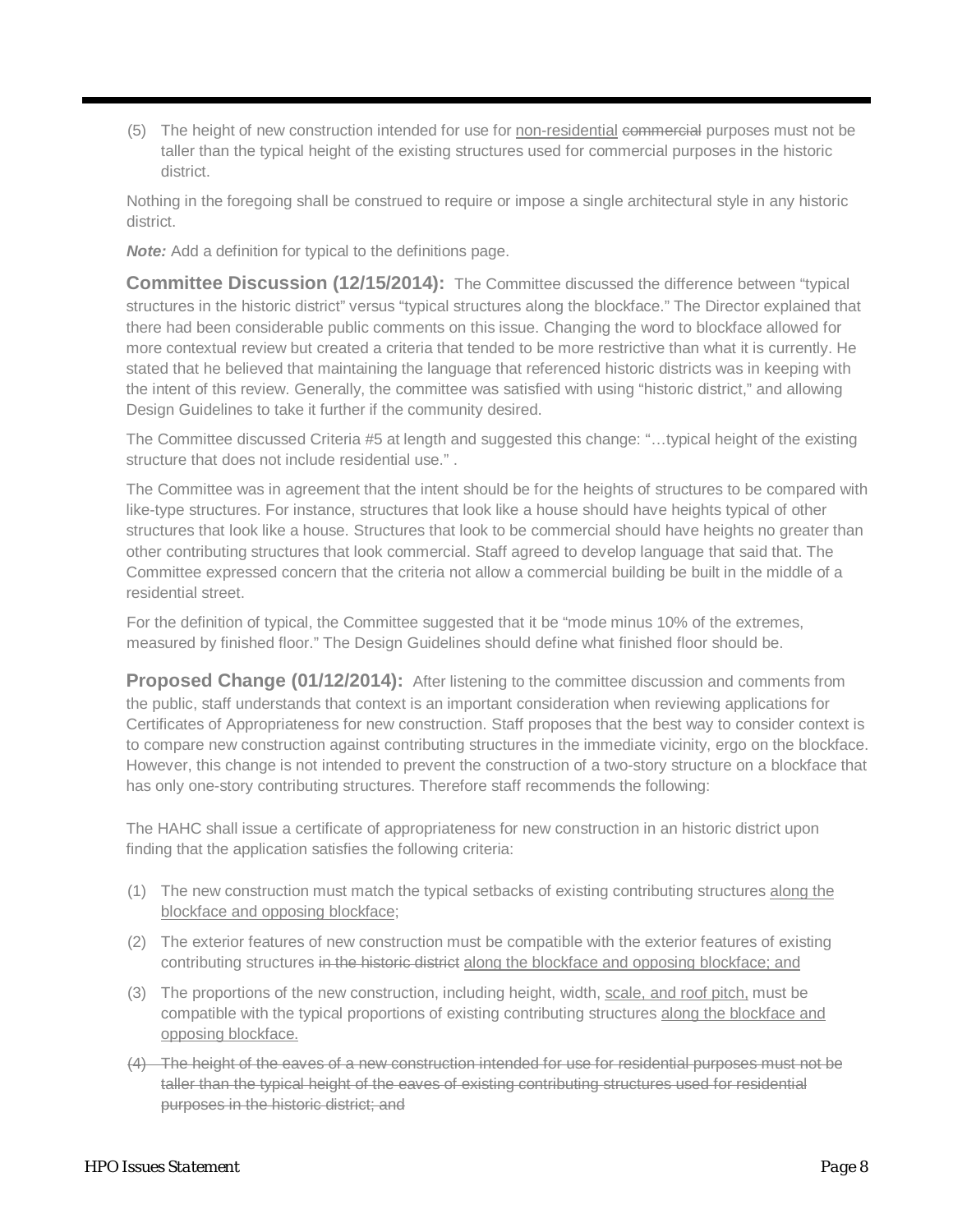(5) The height of new construction intended for use for <u>non-residential</u> ~~commercial~~ purposes must not be taller than the typical height of the existing structures used for commercial purposes in the historic district.

Nothing in the foregoing shall be construed to require or impose a single architectural style in any historic district.

***Note:*** Add a definition for typical to the definitions page.

**Committee Discussion (12/15/2014):** The Committee discussed the difference between "typical structures in the historic district" versus "typical structures along the blockface." The Director explained that there had been considerable public comments on this issue. Changing the word to blockface allowed for more contextual review but created a criteria that tended to be more restrictive than what it is currently. He stated that he believed that maintaining the language that referenced historic districts was in keeping with the intent of this review. Generally, the committee was satisfied with using "historic district," and allowing Design Guidelines to take it further if the community desired.

The Committee discussed Criteria #5 at length and suggested this change: "…typical height of the existing structure that does not include residential use." .

The Committee was in agreement that the intent should be for the heights of structures to be compared with like-type structures. For instance, structures that look like a house should have heights typical of other structures that look like a house. Structures that look to be commercial should have heights no greater than other contributing structures that look commercial. Staff agreed to develop language that said that. The Committee expressed concern that the criteria not allow a commercial building be built in the middle of a residential street.

For the definition of typical, the Committee suggested that it be "mode minus 10% of the extremes, measured by finished floor." The Design Guidelines should define what finished floor should be.

**Proposed Change (01/12/2014):** After listening to the committee discussion and comments from the public, staff understands that context is an important consideration when reviewing applications for Certificates of Appropriateness for new construction. Staff proposes that the best way to consider context is to compare new construction against contributing structures in the immediate vicinity, ergo on the blockface. However, this change is not intended to prevent the construction of a two-story structure on a blockface that has only one-story contributing structures. Therefore staff recommends the following:

The HAHC shall issue a certificate of appropriateness for new construction in an historic district upon finding that the application satisfies the following criteria:

(1) The new construction must match the typical setbacks of existing contributing structures <u>along the blockface and opposing blockface</u>;

(2) The exterior features of new construction must be compatible with the exterior features of existing contributing structures ~~in the historic district~~ <u>along the blockface and opposing blockface; and</u>

(3) The proportions of the new construction, including height, width, <u>scale, and roof pitch,</u> must be compatible with the typical proportions of existing contributing structures <u>along the blockface and opposing blockface.</u>

~~(4) The height of the eaves of a new construction intended for use for residential purposes must not be taller than the typical height of the eaves of existing contributing structures used for residential purposes in the historic district; and~~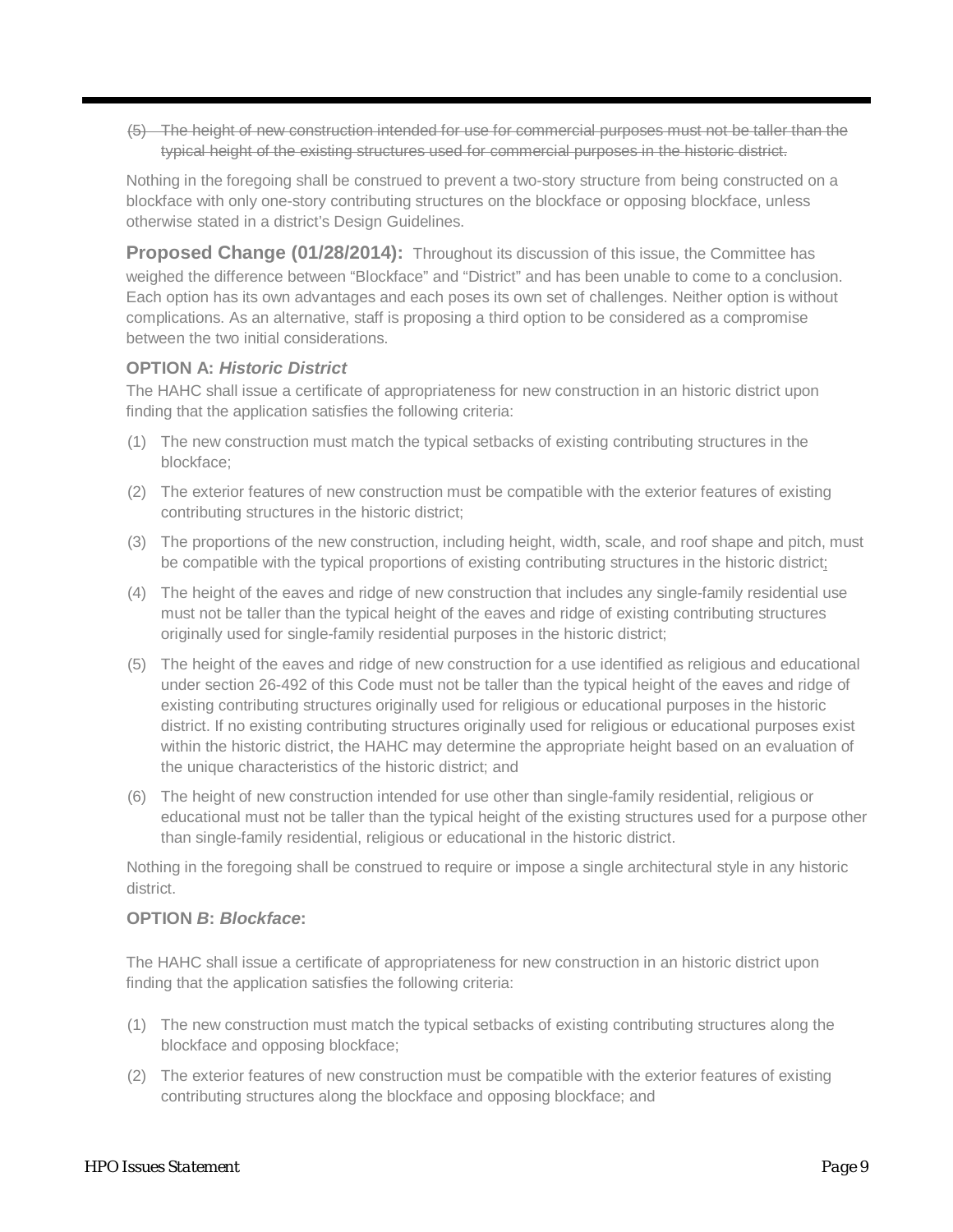~~(5) The height of new construction intended for use for commercial purposes must not be taller than the typical height of the existing structures used for commercial purposes in the historic district.~~

Nothing in the foregoing shall be construed to prevent a two-story structure from being constructed on a blockface with only one-story contributing structures on the blockface or opposing blockface, unless otherwise stated in a district's Design Guidelines.

**Proposed Change (01/28/2014):** Throughout its discussion of this issue, the Committee has weighed the difference between "Blockface" and "District" and has been unable to come to a conclusion. Each option has its own advantages and each poses its own set of challenges. Neither option is without complications. As an alternative, staff is proposing a third option to be considered as a compromise between the two initial considerations.

**OPTION A: *Historic District***

The HAHC shall issue a certificate of appropriateness for new construction in an historic district upon finding that the application satisfies the following criteria:

(1) The new construction must match the typical setbacks of existing contributing structures in the blockface;

(2) The exterior features of new construction must be compatible with the exterior features of existing contributing structures in the historic district;

(3) The proportions of the new construction, including height, width, scale, and roof shape and pitch, must be compatible with the typical proportions of existing contributing structures in the historic district;

(4) The height of the eaves and ridge of new construction that includes any single-family residential use must not be taller than the typical height of the eaves and ridge of existing contributing structures originally used for single-family residential purposes in the historic district;

(5) The height of the eaves and ridge of new construction for a use identified as religious and educational under section 26-492 of this Code must not be taller than the typical height of the eaves and ridge of existing contributing structures originally used for religious or educational purposes in the historic district. If no existing contributing structures originally used for religious or educational purposes exist within the historic district, the HAHC may determine the appropriate height based on an evaluation of the unique characteristics of the historic district; and

(6) The height of new construction intended for use other than single-family residential, religious or educational must not be taller than the typical height of the existing structures used for a purpose other than single-family residential, religious or educational in the historic district.

Nothing in the foregoing shall be construed to require or impose a single architectural style in any historic district.

**OPTION *B*: *Blockface*:**

The HAHC shall issue a certificate of appropriateness for new construction in an historic district upon finding that the application satisfies the following criteria:

(1) The new construction must match the typical setbacks of existing contributing structures along the blockface and opposing blockface;

(2) The exterior features of new construction must be compatible with the exterior features of existing contributing structures along the blockface and opposing blockface; and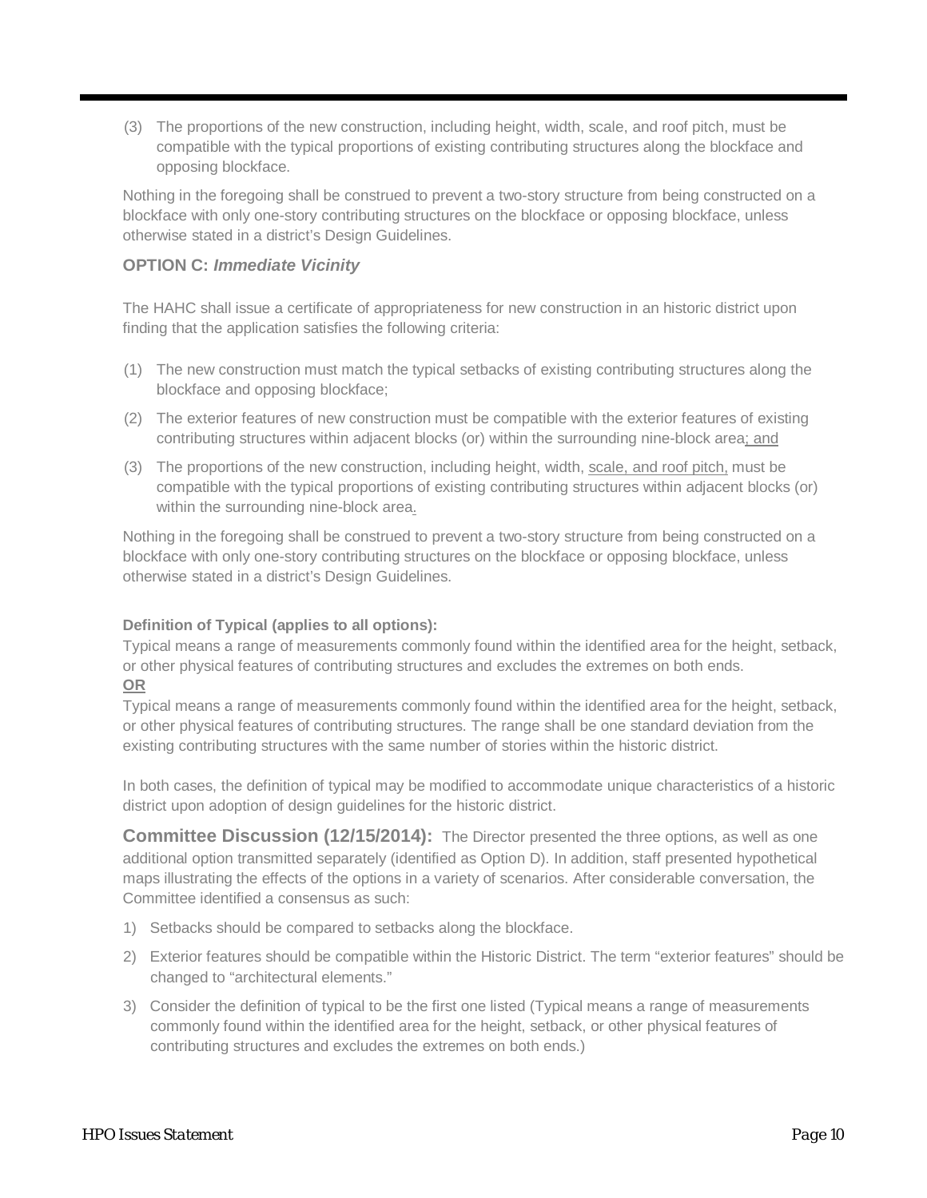(3) The proportions of the new construction, including height, width, scale, and roof pitch, must be compatible with the typical proportions of existing contributing structures along the blockface and opposing blockface.

Nothing in the foregoing shall be construed to prevent a two-story structure from being constructed on a blockface with only one-story contributing structures on the blockface or opposing blockface, unless otherwise stated in a district's Design Guidelines.

### OPTION C: *Immediate Vicinity*

The HAHC shall issue a certificate of appropriateness for new construction in an historic district upon finding that the application satisfies the following criteria:

(1) The new construction must match the typical setbacks of existing contributing structures along the blockface and opposing blockface;

(2) The exterior features of new construction must be compatible with the exterior features of existing contributing structures within adjacent blocks (or) within the surrounding nine-block area; and

(3) The proportions of the new construction, including height, width, scale, and roof pitch, must be compatible with the typical proportions of existing contributing structures within adjacent blocks (or) within the surrounding nine-block area.

Nothing in the foregoing shall be construed to prevent a two-story structure from being constructed on a blockface with only one-story contributing structures on the blockface or opposing blockface, unless otherwise stated in a district's Design Guidelines.

**Definition of Typical (applies to all options):**
Typical means a range of measurements commonly found within the identified area for the height, setback, or other physical features of contributing structures and excludes the extremes on both ends.
**OR**
Typical means a range of measurements commonly found within the identified area for the height, setback, or other physical features of contributing structures. The range shall be one standard deviation from the existing contributing structures with the same number of stories within the historic district.

In both cases, the definition of typical may be modified to accommodate unique characteristics of a historic district upon adoption of design guidelines for the historic district.

**Committee Discussion (12/15/2014):** The Director presented the three options, as well as one additional option transmitted separately (identified as Option D). In addition, staff presented hypothetical maps illustrating the effects of the options in a variety of scenarios. After considerable conversation, the Committee identified a consensus as such:

1) Setbacks should be compared to setbacks along the blockface.
2) Exterior features should be compatible within the Historic District. The term "exterior features" should be changed to "architectural elements."
3) Consider the definition of typical to be the first one listed (Typical means a range of measurements commonly found within the identified area for the height, setback, or other physical features of contributing structures and excludes the extremes on both ends.)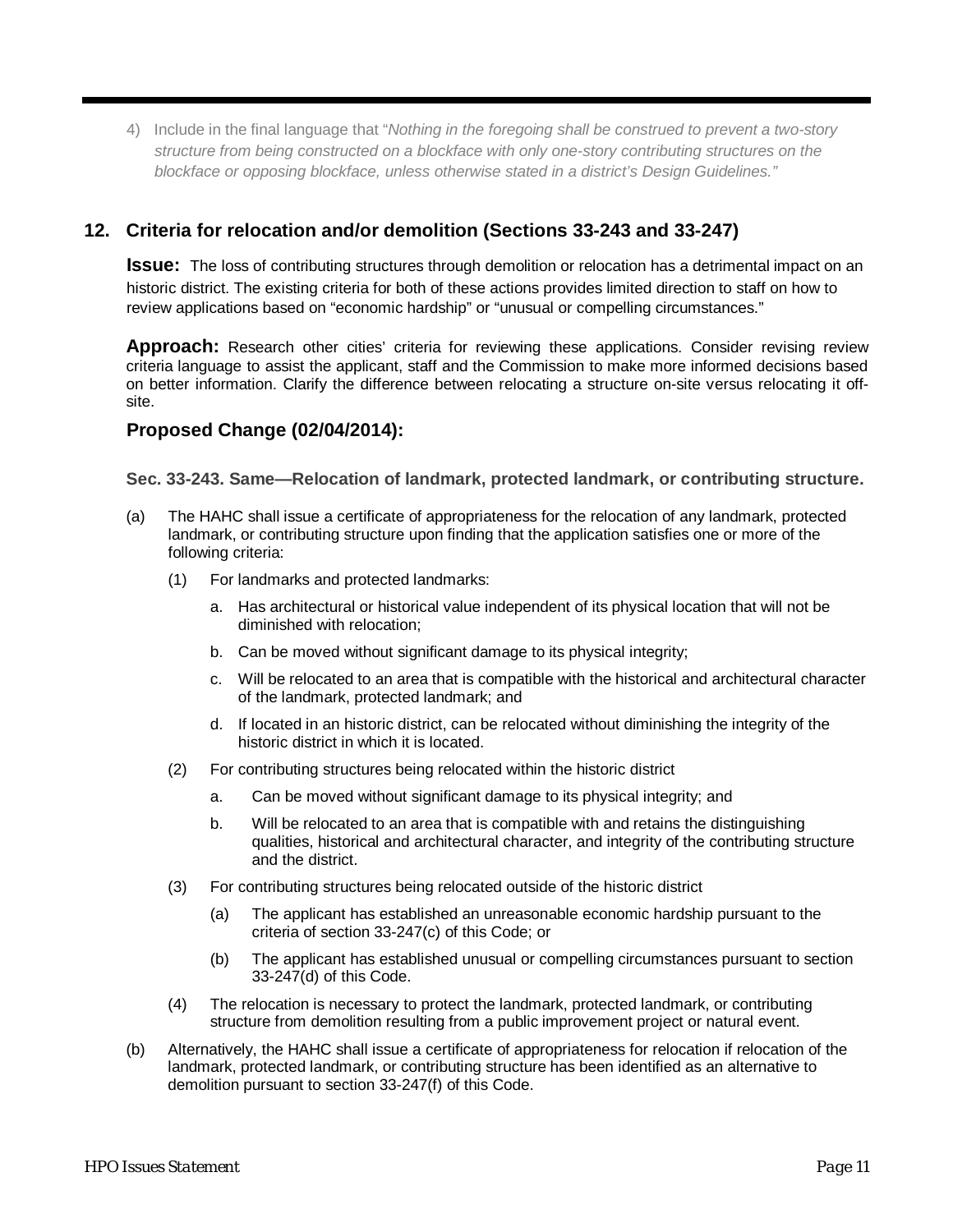4) Include in the final language that "*Nothing in the foregoing shall be construed to prevent a two-story structure from being constructed on a blockface with only one-story contributing structures on the blockface or opposing blockface, unless otherwise stated in a district's Design Guidelines.*"

## 12. Criteria for relocation and/or demolition (Sections 33-243 and 33-247)

**Issue:** The loss of contributing structures through demolition or relocation has a detrimental impact on an historic district. The existing criteria for both of these actions provides limited direction to staff on how to review applications based on "economic hardship" or "unusual or compelling circumstances."

**Approach:** Research other cities' criteria for reviewing these applications. Consider revising review criteria language to assist the applicant, staff and the Commission to make more informed decisions based on better information. Clarify the difference between relocating a structure on-site versus relocating it off-site.

### Proposed Change (02/04/2014):

**Sec. 33-243. Same—Relocation of landmark, protected landmark, or contributing structure.**

(a) The HAHC shall issue a certificate of appropriateness for the relocation of any landmark, protected landmark, or contributing structure upon finding that the application satisfies one or more of the following criteria:

  (1) For landmarks and protected landmarks:

    a. Has architectural or historical value independent of its physical location that will not be diminished with relocation;

    b. Can be moved without significant damage to its physical integrity;

    c. Will be relocated to an area that is compatible with the historical and architectural character of the landmark, protected landmark; and

    d. If located in an historic district, can be relocated without diminishing the integrity of the historic district in which it is located.

  (2) For contributing structures being relocated within the historic district

    a. Can be moved without significant damage to its physical integrity; and

    b. Will be relocated to an area that is compatible with and retains the distinguishing qualities, historical and architectural character, and integrity of the contributing structure and the district.

  (3) For contributing structures being relocated outside of the historic district

    (a) The applicant has established an unreasonable economic hardship pursuant to the criteria of section 33-247(c) of this Code; or

    (b) The applicant has established unusual or compelling circumstances pursuant to section 33-247(d) of this Code.

  (4) The relocation is necessary to protect the landmark, protected landmark, or contributing structure from demolition resulting from a public improvement project or natural event.

(b) Alternatively, the HAHC shall issue a certificate of appropriateness for relocation if relocation of the landmark, protected landmark, or contributing structure has been identified as an alternative to demolition pursuant to section 33-247(f) of this Code.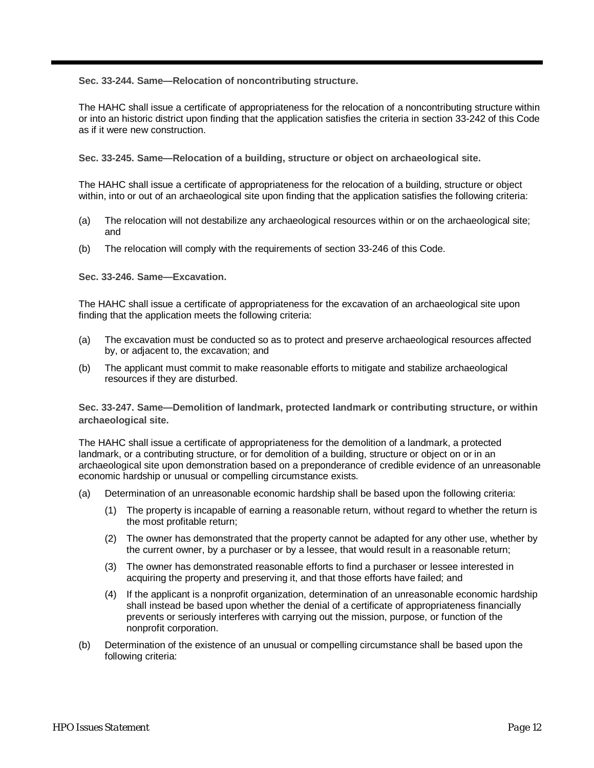**Sec. 33-244. Same—Relocation of noncontributing structure.**

The HAHC shall issue a certificate of appropriateness for the relocation of a noncontributing structure within or into an historic district upon finding that the application satisfies the criteria in section 33-242 of this Code as if it were new construction.

**Sec. 33-245. Same—Relocation of a building, structure or object on archaeological site.**

The HAHC shall issue a certificate of appropriateness for the relocation of a building, structure or object within, into or out of an archaeological site upon finding that the application satisfies the following criteria:

(a) The relocation will not destabilize any archaeological resources within or on the archaeological site; and

(b) The relocation will comply with the requirements of section 33-246 of this Code.

**Sec. 33-246. Same—Excavation.**

The HAHC shall issue a certificate of appropriateness for the excavation of an archaeological site upon finding that the application meets the following criteria:

(a) The excavation must be conducted so as to protect and preserve archaeological resources affected by, or adjacent to, the excavation; and

(b) The applicant must commit to make reasonable efforts to mitigate and stabilize archaeological resources if they are disturbed.

**Sec. 33-247. Same—Demolition of landmark, protected landmark or contributing structure, or within archaeological site.**

The HAHC shall issue a certificate of appropriateness for the demolition of a landmark, a protected landmark, or a contributing structure, or for demolition of a building, structure or object on or in an archaeological site upon demonstration based on a preponderance of credible evidence of an unreasonable economic hardship or unusual or compelling circumstance exists.

(a) Determination of an unreasonable economic hardship shall be based upon the following criteria:

    (1) The property is incapable of earning a reasonable return, without regard to whether the return is the most profitable return;

    (2) The owner has demonstrated that the property cannot be adapted for any other use, whether by the current owner, by a purchaser or by a lessee, that would result in a reasonable return;

    (3) The owner has demonstrated reasonable efforts to find a purchaser or lessee interested in acquiring the property and preserving it, and that those efforts have failed; and

    (4) If the applicant is a nonprofit organization, determination of an unreasonable economic hardship shall instead be based upon whether the denial of a certificate of appropriateness financially prevents or seriously interferes with carrying out the mission, purpose, or function of the nonprofit corporation.

(b) Determination of the existence of an unusual or compelling circumstance shall be based upon the following criteria: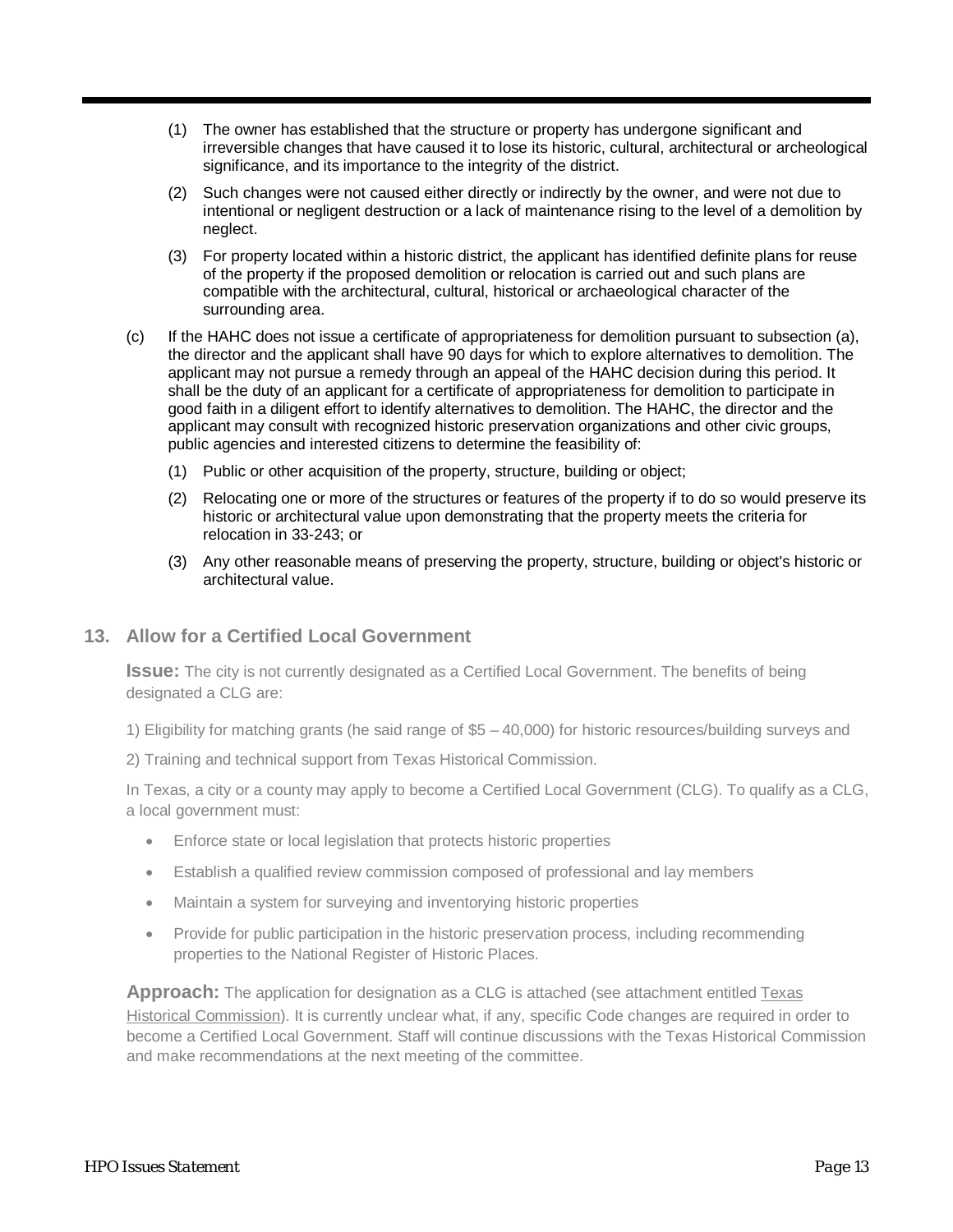(1) The owner has established that the structure or property has undergone significant and irreversible changes that have caused it to lose its historic, cultural, architectural or archeological significance, and its importance to the integrity of the district.

(2) Such changes were not caused either directly or indirectly by the owner, and were not due to intentional or negligent destruction or a lack of maintenance rising to the level of a demolition by neglect.

(3) For property located within a historic district, the applicant has identified definite plans for reuse of the property if the proposed demolition or relocation is carried out and such plans are compatible with the architectural, cultural, historical or archaeological character of the surrounding area.

(c) If the HAHC does not issue a certificate of appropriateness for demolition pursuant to subsection (a), the director and the applicant shall have 90 days for which to explore alternatives to demolition. The applicant may not pursue a remedy through an appeal of the HAHC decision during this period. It shall be the duty of an applicant for a certificate of appropriateness for demolition to participate in good faith in a diligent effort to identify alternatives to demolition. The HAHC, the director and the applicant may consult with recognized historic preservation organizations and other civic groups, public agencies and interested citizens to determine the feasibility of:

(1) Public or other acquisition of the property, structure, building or object;

(2) Relocating one or more of the structures or features of the property if to do so would preserve its historic or architectural value upon demonstrating that the property meets the criteria for relocation in 33-243; or

(3) Any other reasonable means of preserving the property, structure, building or object's historic or architectural value.

## 13. Allow for a Certified Local Government

**Issue:** The city is not currently designated as a Certified Local Government. The benefits of being designated a CLG are:

1) Eligibility for matching grants (he said range of $5 – 40,000) for historic resources/building surveys and

2) Training and technical support from Texas Historical Commission.

In Texas, a city or a county may apply to become a Certified Local Government (CLG). To qualify as a CLG, a local government must:

- Enforce state or local legislation that protects historic properties
- Establish a qualified review commission composed of professional and lay members
- Maintain a system for surveying and inventorying historic properties
- Provide for public participation in the historic preservation process, including recommending properties to the National Register of Historic Places.

**Approach:** The application for designation as a CLG is attached (see attachment entitled Texas Historical Commission). It is currently unclear what, if any, specific Code changes are required in order to become a Certified Local Government. Staff will continue discussions with the Texas Historical Commission and make recommendations at the next meeting of the committee.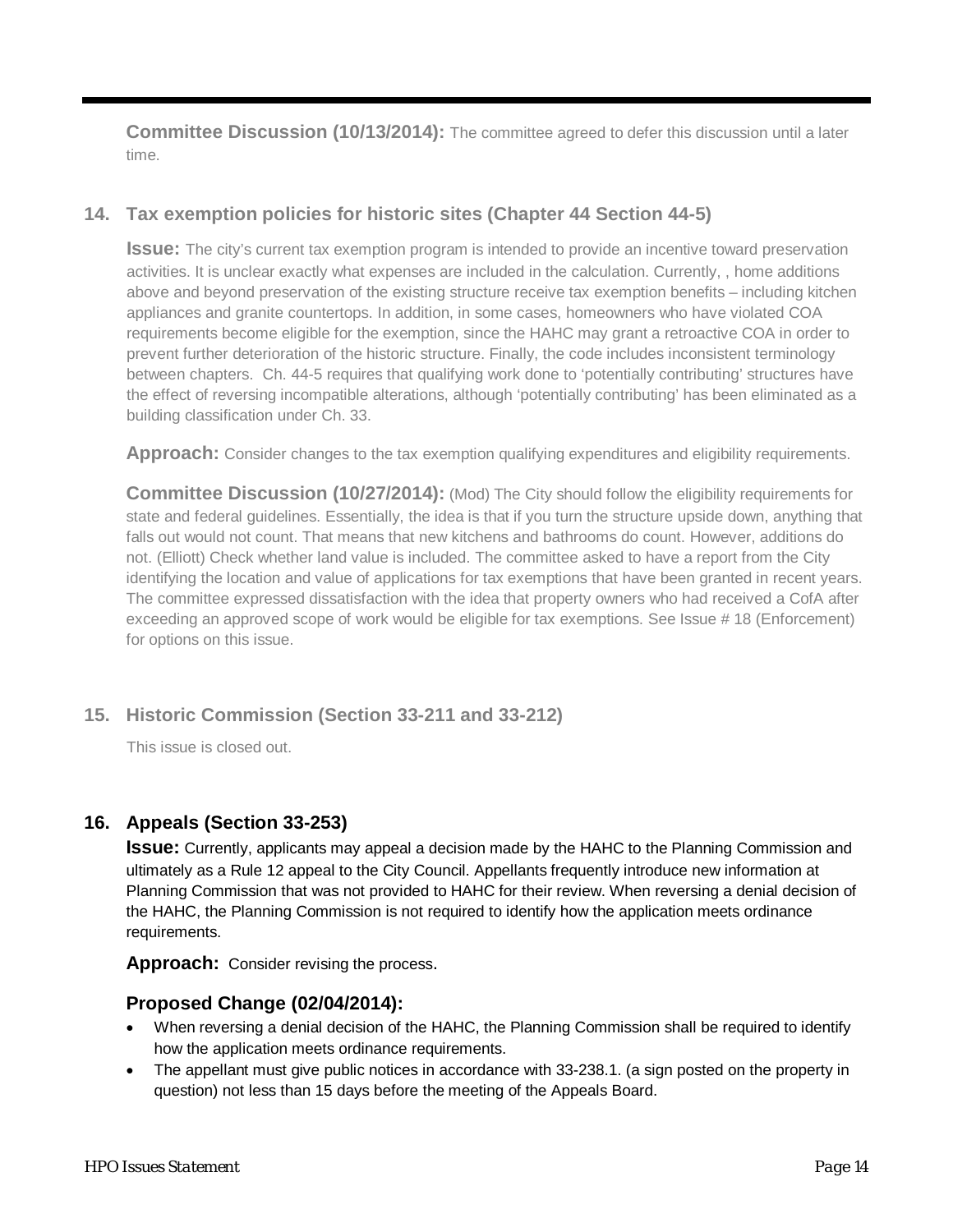**Committee Discussion (10/13/2014):** The committee agreed to defer this discussion until a later time.

### 14. Tax exemption policies for historic sites (Chapter 44 Section 44-5)

**Issue:** The city's current tax exemption program is intended to provide an incentive toward preservation activities. It is unclear exactly what expenses are included in the calculation. Currently, , home additions above and beyond preservation of the existing structure receive tax exemption benefits – including kitchen appliances and granite countertops. In addition, in some cases, homeowners who have violated COA requirements become eligible for the exemption, since the HAHC may grant a retroactive COA in order to prevent further deterioration of the historic structure. Finally, the code includes inconsistent terminology between chapters. Ch. 44-5 requires that qualifying work done to 'potentially contributing' structures have the effect of reversing incompatible alterations, although 'potentially contributing' has been eliminated as a building classification under Ch. 33.

**Approach:** Consider changes to the tax exemption qualifying expenditures and eligibility requirements.

**Committee Discussion (10/27/2014):** (Mod) The City should follow the eligibility requirements for state and federal guidelines. Essentially, the idea is that if you turn the structure upside down, anything that falls out would not count. That means that new kitchens and bathrooms do count. However, additions do not. (Elliott) Check whether land value is included. The committee asked to have a report from the City identifying the location and value of applications for tax exemptions that have been granted in recent years. The committee expressed dissatisfaction with the idea that property owners who had received a CofA after exceeding an approved scope of work would be eligible for tax exemptions. See Issue # 18 (Enforcement) for options on this issue.

### 15. Historic Commission (Section 33-211 and 33-212)

This issue is closed out.

### 16. Appeals (Section 33-253)

**Issue:** Currently, applicants may appeal a decision made by the HAHC to the Planning Commission and ultimately as a Rule 12 appeal to the City Council. Appellants frequently introduce new information at Planning Commission that was not provided to HAHC for their review. When reversing a denial decision of the HAHC, the Planning Commission is not required to identify how the application meets ordinance requirements.

**Approach:** Consider revising the process.

**Proposed Change (02/04/2014):**

- When reversing a denial decision of the HAHC, the Planning Commission shall be required to identify how the application meets ordinance requirements.
- The appellant must give public notices in accordance with 33-238.1. (a sign posted on the property in question) not less than 15 days before the meeting of the Appeals Board.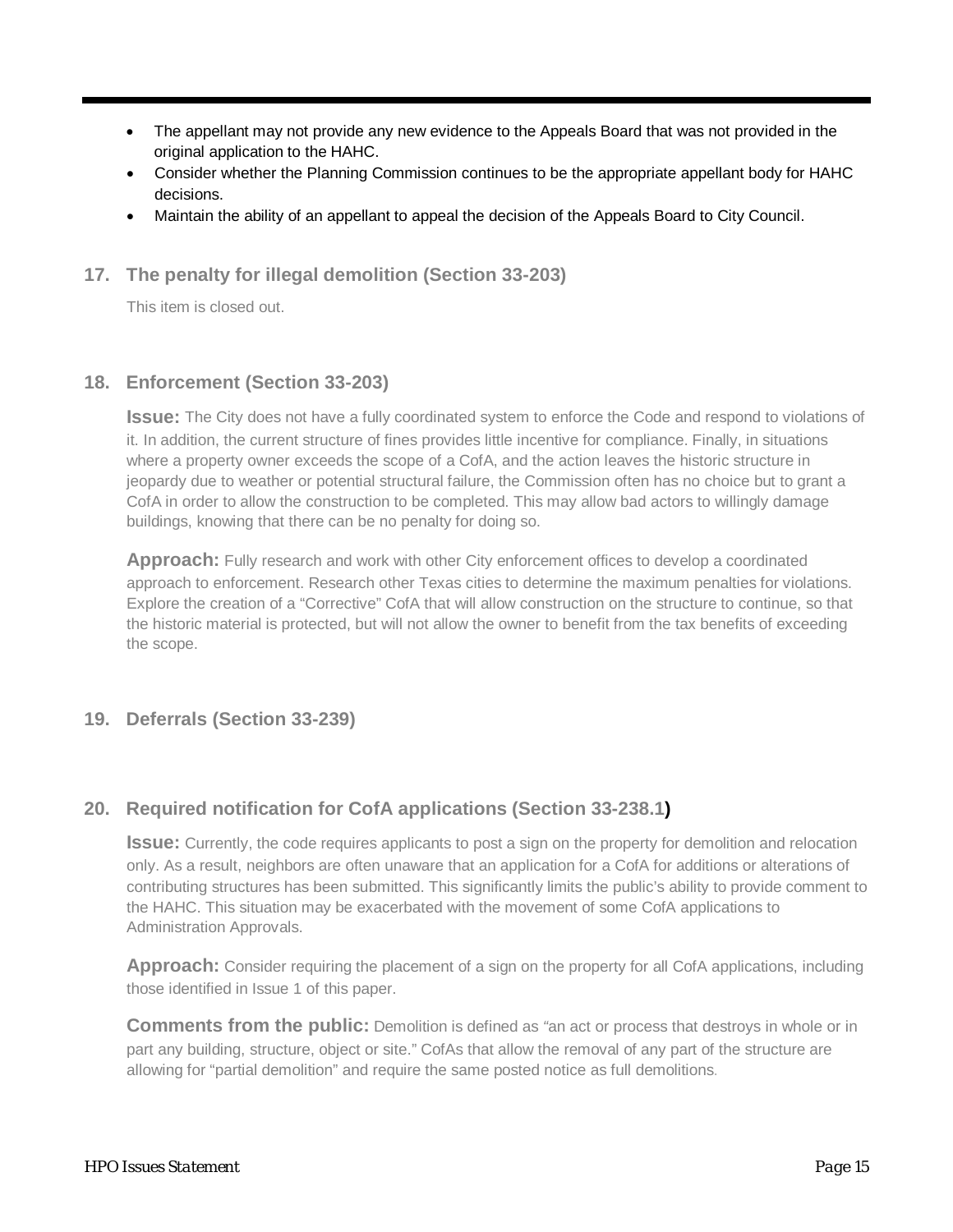- The appellant may not provide any new evidence to the Appeals Board that was not provided in the original application to the HAHC.
- Consider whether the Planning Commission continues to be the appropriate appellant body for HAHC decisions.
- Maintain the ability of an appellant to appeal the decision of the Appeals Board to City Council.

## 17. The penalty for illegal demolition (Section 33-203)

This item is closed out.

## 18. Enforcement (Section 33-203)

**Issue:** The City does not have a fully coordinated system to enforce the Code and respond to violations of it. In addition, the current structure of fines provides little incentive for compliance. Finally, in situations where a property owner exceeds the scope of a CofA, and the action leaves the historic structure in jeopardy due to weather or potential structural failure, the Commission often has no choice but to grant a CofA in order to allow the construction to be completed. This may allow bad actors to willingly damage buildings, knowing that there can be no penalty for doing so.

**Approach:** Fully research and work with other City enforcement offices to develop a coordinated approach to enforcement. Research other Texas cities to determine the maximum penalties for violations. Explore the creation of a "Corrective" CofA that will allow construction on the structure to continue, so that the historic material is protected, but will not allow the owner to benefit from the tax benefits of exceeding the scope.

## 19. Deferrals (Section 33-239)

## 20. Required notification for CofA applications (Section 33-238.1)

**Issue:** Currently, the code requires applicants to post a sign on the property for demolition and relocation only. As a result, neighbors are often unaware that an application for a CofA for additions or alterations of contributing structures has been submitted. This significantly limits the public's ability to provide comment to the HAHC. This situation may be exacerbated with the movement of some CofA applications to Administration Approvals.

**Approach:** Consider requiring the placement of a sign on the property for all CofA applications, including those identified in Issue 1 of this paper.

**Comments from the public:** Demolition is defined as "an act or process that destroys in whole or in part any building, structure, object or site." CofAs that allow the removal of any part of the structure are allowing for "partial demolition" and require the same posted notice as full demolitions.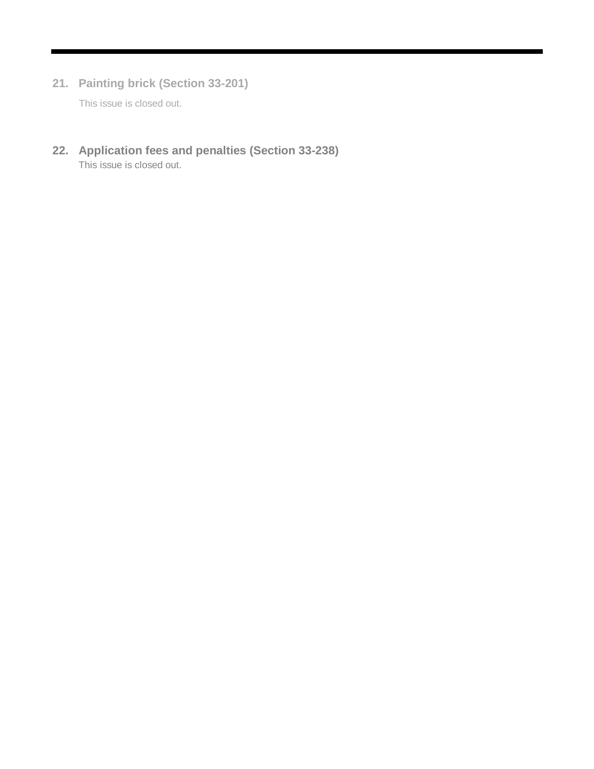**21. Painting brick (Section 33-201)**

This issue is closed out.

**22. Application fees and penalties (Section 33-238)**

This issue is closed out.